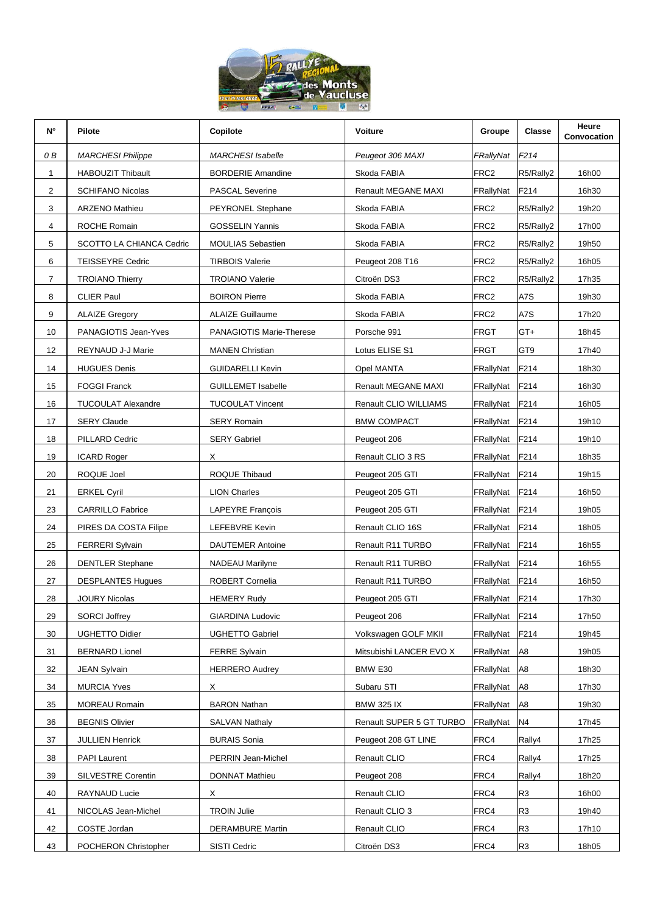| N° | Pilote | Copilote | Voiture | Groupe | Classe | Heure Convocation |
|---|---|---|---|---|---|---|
| *0 B* | *MARCHESI Philippe* | *MARCHESI Isabelle* | *Peugeot 306 MAXI* | *FRallyNat* | *F214* | |
| 1 | HABOUZIT Thibault | BORDERIE Amandine | Skoda FABIA | FRC2 | R5/Rally2 | 16h00 |
| 2 | SCHIFANO Nicolas | PASCAL Severine | Renault MEGANE MAXI | FRallyNat | F214 | 16h30 |
| 3 | ARZENO Mathieu | PEYRONEL Stephane | Skoda FABIA | FRC2 | R5/Rally2 | 19h20 |
| 4 | ROCHE Romain | GOSSELIN Yannis | Skoda FABIA | FRC2 | R5/Rally2 | 17h00 |
| 5 | SCOTTO LA CHIANCA Cedric | MOULIAS Sebastien | Skoda FABIA | FRC2 | R5/Rally2 | 19h50 |
| 6 | TEISSEYRE Cedric | TIRBOIS Valerie | Peugeot 208 T16 | FRC2 | R5/Rally2 | 16h05 |
| 7 | TROIANO Thierry | TROIANO Valerie | Citroën DS3 | FRC2 | R5/Rally2 | 17h35 |
| 8 | CLIER Paul | BOIRON Pierre | Skoda FABIA | FRC2 | A7S | 19h30 |
| 9 | ALAIZE Gregory | ALAIZE Guillaume | Skoda FABIA | FRC2 | A7S | 17h20 |
| 10 | PANAGIOTIS Jean-Yves | PANAGIOTIS Marie-Therese | Porsche 991 | FRGT | GT+ | 18h45 |
| 12 | REYNAUD J-J Marie | MANEN Christian | Lotus ELISE S1 | FRGT | GT9 | 17h40 |
| 14 | HUGUES Denis | GUIDARELLI Kevin | Opel MANTA | FRallyNat | F214 | 18h30 |
| 15 | FOGGI Franck | GUILLEMET Isabelle | Renault MEGANE MAXI | FRallyNat | F214 | 16h30 |
| 16 | TUCOULAT Alexandre | TUCOULAT Vincent | Renault CLIO WILLIAMS | FRallyNat | F214 | 16h05 |
| 17 | SERY Claude | SERY Romain | BMW COMPACT | FRallyNat | F214 | 19h10 |
| 18 | PILLARD Cedric | SERY Gabriel | Peugeot 206 | FRallyNat | F214 | 19h10 |
| 19 | ICARD Roger | X | Renault CLIO 3 RS | FRallyNat | F214 | 18h35 |
| 20 | ROQUE Joel | ROQUE Thibaud | Peugeot 205 GTI | FRallyNat | F214 | 19h15 |
| 21 | ERKEL Cyril | LION Charles | Peugeot 205 GTI | FRallyNat | F214 | 16h50 |
| 23 | CARRILLO Fabrice | LAPEYRE François | Peugeot 205 GTI | FRallyNat | F214 | 19h05 |
| 24 | PIRES DA COSTA Filipe | LEFEBVRE Kevin | Renault CLIO 16S | FRallyNat | F214 | 18h05 |
| 25 | FERRERI Sylvain | DAUTEMER Antoine | Renault R11 TURBO | FRallyNat | F214 | 16h55 |
| 26 | DENTLER Stephane | NADEAU Marilyne | Renault R11 TURBO | FRallyNat | F214 | 16h55 |
| 27 | DESPLANTES Hugues | ROBERT Cornelia | Renault R11 TURBO | FRallyNat | F214 | 16h50 |
| 28 | JOURY Nicolas | HEMERY Rudy | Peugeot 205 GTI | FRallyNat | F214 | 17h30 |
| 29 | SORCI Joffrey | GIARDINA Ludovic | Peugeot 206 | FRallyNat | F214 | 17h50 |
| 30 | UGHETTO Didier | UGHETTO Gabriel | Volkswagen GOLF MKII | FRallyNat | F214 | 19h45 |
| 31 | BERNARD Lionel | FERRE Sylvain | Mitsubishi LANCER EVO X | FRallyNat | A8 | 19h05 |
| 32 | JEAN Sylvain | HERRERO Audrey | BMW E30 | FRallyNat | A8 | 18h30 |
| 34 | MURCIA Yves | X | Subaru STI | FRallyNat | A8 | 17h30 |
| 35 | MOREAU Romain | BARON Nathan | BMW 325 IX | FRallyNat | A8 | 19h30 |
| 36 | BEGNIS Olivier | SALVAN Nathaly | Renault SUPER 5 GT TURBO | FRallyNat | N4 | 17h45 |
| 37 | JULLIEN Henrick | BURAIS Sonia | Peugeot 208 GT LINE | FRC4 | Rally4 | 17h25 |
| 38 | PAPI Laurent | PERRIN Jean-Michel | Renault CLIO | FRC4 | Rally4 | 17h25 |
| 39 | SILVESTRE Corentin | DONNAT Mathieu | Peugeot 208 | FRC4 | Rally4 | 18h20 |
| 40 | RAYNAUD Lucie | X | Renault CLIO | FRC4 | R3 | 16h00 |
| 41 | NICOLAS Jean-Michel | TROIN Julie | Renault CLIO 3 | FRC4 | R3 | 19h40 |
| 42 | COSTE Jordan | DERAMBURE Martin | Renault CLIO | FRC4 | R3 | 17h10 |
| 43 | POCHERON Christopher | SISTI Cedric | Citroën DS3 | FRC4 | R3 | 18h05 |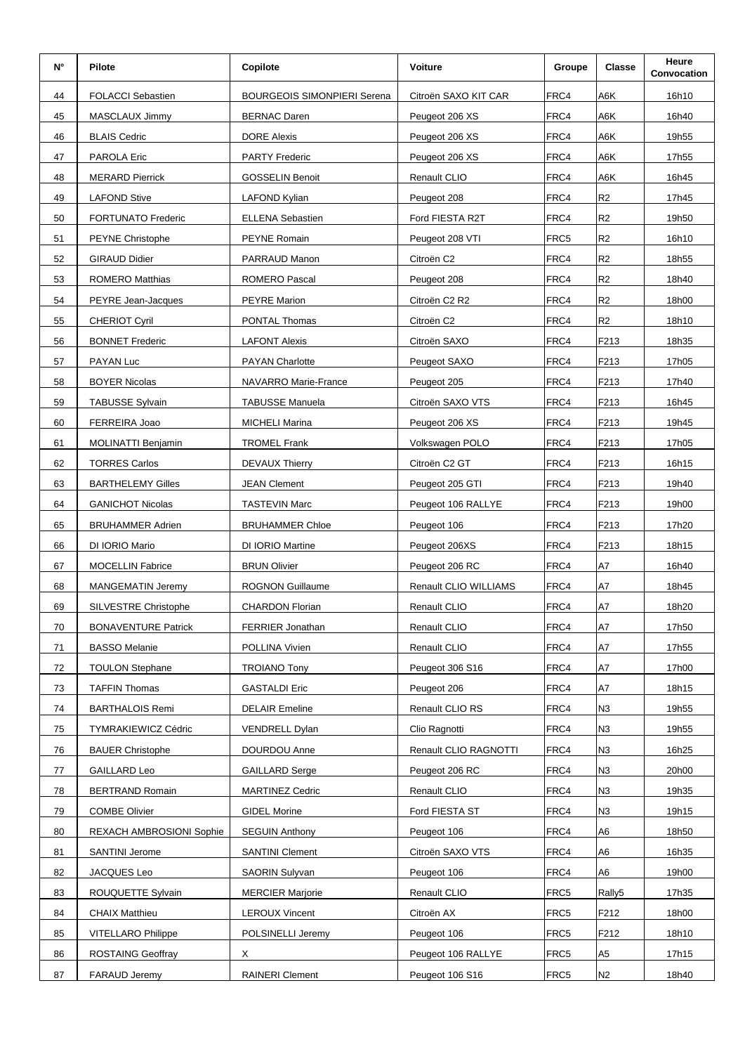| N° | Pilote | Copilote | Voiture | Groupe | Classe | Heure Convocation |
|---|---|---|---|---|---|---|
| 44 | FOLACCI Sebastien | BOURGEOIS SIMONPIERI Serena | Citroën SAXO KIT CAR | FRC4 | A6K | 16h10 |
| 45 | MASCLAUX Jimmy | BERNAC Daren | Peugeot 206 XS | FRC4 | A6K | 16h40 |
| 46 | BLAIS Cedric | DORE Alexis | Peugeot 206 XS | FRC4 | A6K | 19h55 |
| 47 | PAROLA Eric | PARTY Frederic | Peugeot 206 XS | FRC4 | A6K | 17h55 |
| 48 | MERARD Pierrick | GOSSELIN Benoit | Renault CLIO | FRC4 | A6K | 16h45 |
| 49 | LAFOND Stive | LAFOND Kylian | Peugeot 208 | FRC4 | R2 | 17h45 |
| 50 | FORTUNATO Frederic | ELLENA Sebastien | Ford FIESTA R2T | FRC4 | R2 | 19h50 |
| 51 | PEYNE Christophe | PEYNE Romain | Peugeot 208 VTI | FRC5 | R2 | 16h10 |
| 52 | GIRAUD Didier | PARRAUD Manon | Citroën C2 | FRC4 | R2 | 18h55 |
| 53 | ROMERO Matthias | ROMERO Pascal | Peugeot 208 | FRC4 | R2 | 18h40 |
| 54 | PEYRE Jean-Jacques | PEYRE Marion | Citroën C2 R2 | FRC4 | R2 | 18h00 |
| 55 | CHERIOT Cyril | PONTAL Thomas | Citroën C2 | FRC4 | R2 | 18h10 |
| 56 | BONNET Frederic | LAFONT Alexis | Citroën SAXO | FRC4 | F213 | 18h35 |
| 57 | PAYAN Luc | PAYAN Charlotte | Peugeot SAXO | FRC4 | F213 | 17h05 |
| 58 | BOYER Nicolas | NAVARRO Marie-France | Peugeot 205 | FRC4 | F213 | 17h40 |
| 59 | TABUSSE Sylvain | TABUSSE Manuela | Citroën SAXO VTS | FRC4 | F213 | 16h45 |
| 60 | FERREIRA Joao | MICHELI Marina | Peugeot 206 XS | FRC4 | F213 | 19h45 |
| 61 | MOLINATTI Benjamin | TROMEL Frank | Volkswagen POLO | FRC4 | F213 | 17h05 |
| 62 | TORRES Carlos | DEVAUX Thierry | Citroën C2 GT | FRC4 | F213 | 16h15 |
| 63 | BARTHELEMY Gilles | JEAN Clement | Peugeot 205 GTI | FRC4 | F213 | 19h40 |
| 64 | GANICHOT Nicolas | TASTEVIN Marc | Peugeot 106 RALLYE | FRC4 | F213 | 19h00 |
| 65 | BRUHAMMER Adrien | BRUHAMMER Chloe | Peugeot 106 | FRC4 | F213 | 17h20 |
| 66 | DI IORIO Mario | DI IORIO Martine | Peugeot 206XS | FRC4 | F213 | 18h15 |
| 67 | MOCELLIN Fabrice | BRUN Olivier | Peugeot 206 RC | FRC4 | A7 | 16h40 |
| 68 | MANGEMATIN Jeremy | ROGNON Guillaume | Renault CLIO WILLIAMS | FRC4 | A7 | 18h45 |
| 69 | SILVESTRE Christophe | CHARDON Florian | Renault CLIO | FRC4 | A7 | 18h20 |
| 70 | BONAVENTURE Patrick | FERRIER Jonathan | Renault CLIO | FRC4 | A7 | 17h50 |
| 71 | BASSO Melanie | POLLINA Vivien | Renault CLIO | FRC4 | A7 | 17h55 |
| 72 | TOULON Stephane | TROIANO Tony | Peugeot 306 S16 | FRC4 | A7 | 17h00 |
| 73 | TAFFIN Thomas | GASTALDI Eric | Peugeot 206 | FRC4 | A7 | 18h15 |
| 74 | BARTHALOIS Remi | DELAIR Emeline | Renault CLIO RS | FRC4 | N3 | 19h55 |
| 75 | TYMRAKIEWICZ Cédric | VENDRELL Dylan | Clio Ragnotti | FRC4 | N3 | 19h55 |
| 76 | BAUER Christophe | DOURDOU Anne | Renault CLIO RAGNOTTI | FRC4 | N3 | 16h25 |
| 77 | GAILLARD Leo | GAILLARD Serge | Peugeot 206 RC | FRC4 | N3 | 20h00 |
| 78 | BERTRAND Romain | MARTINEZ Cedric | Renault CLIO | FRC4 | N3 | 19h35 |
| 79 | COMBE Olivier | GIDEL Morine | Ford FIESTA ST | FRC4 | N3 | 19h15 |
| 80 | REXACH AMBROSIONI Sophie | SEGUIN Anthony | Peugeot 106 | FRC4 | A6 | 18h50 |
| 81 | SANTINI Jerome | SANTINI Clement | Citroën SAXO VTS | FRC4 | A6 | 16h35 |
| 82 | JACQUES Leo | SAORIN Sulyvan | Peugeot 106 | FRC4 | A6 | 19h00 |
| 83 | ROUQUETTE Sylvain | MERCIER Marjorie | Renault CLIO | FRC5 | Rally5 | 17h35 |
| 84 | CHAIX Matthieu | LEROUX Vincent | Citroën AX | FRC5 | F212 | 18h00 |
| 85 | VITELLARO Philippe | POLSINELLI Jeremy | Peugeot 106 | FRC5 | F212 | 18h10 |
| 86 | ROSTAING Geoffray | X | Peugeot 106 RALLYE | FRC5 | A5 | 17h15 |
| 87 | FARAUD Jeremy | RAINERI Clement | Peugeot 106 S16 | FRC5 | N2 | 18h40 |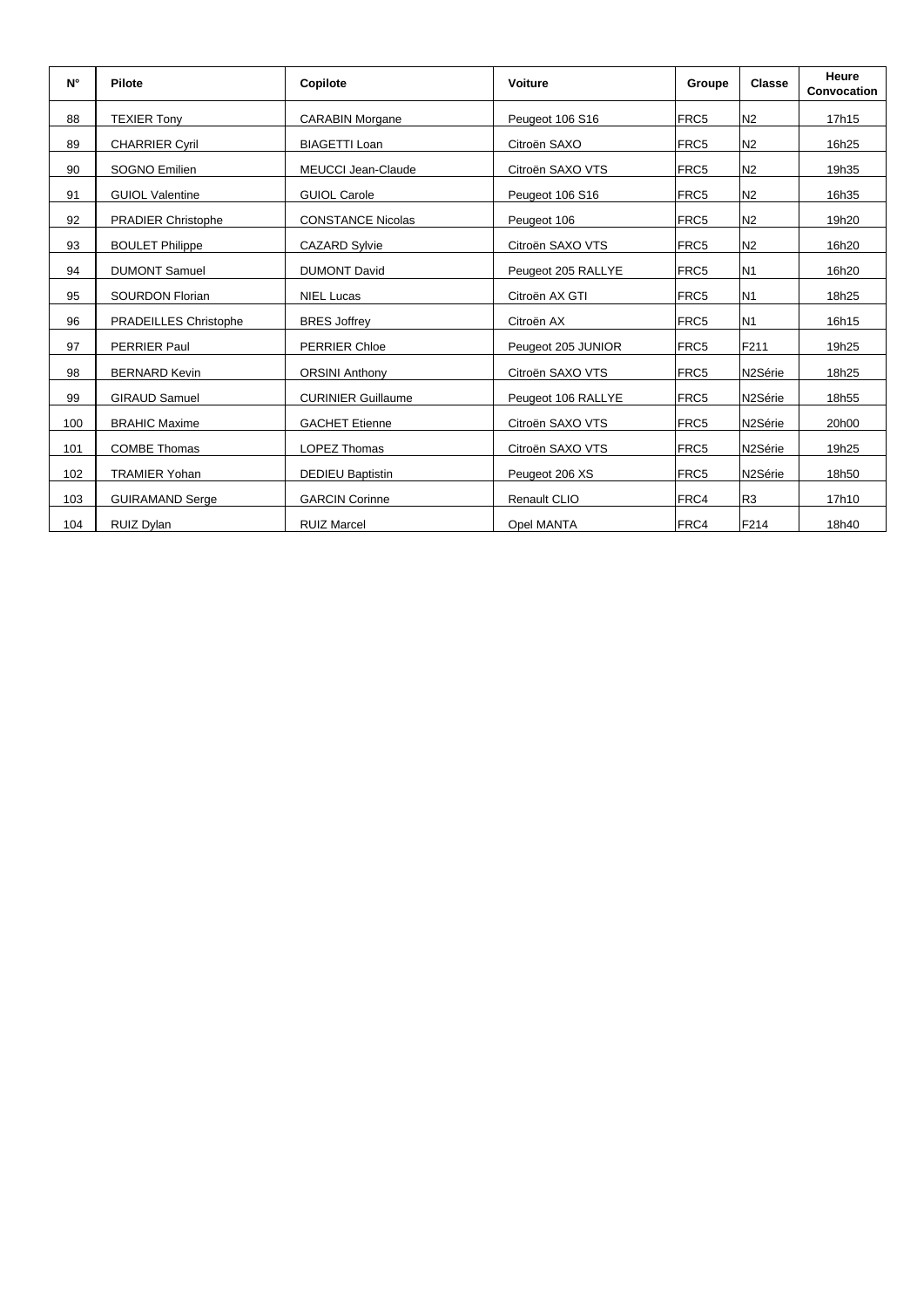| N° | Pilote | Copilote | Voiture | Groupe | Classe | Heure Convocation |
|---|---|---|---|---|---|---|
| 88 | TEXIER Tony | CARABIN Morgane | Peugeot 106 S16 | FRC5 | N2 | 17h15 |
| 89 | CHARRIER Cyril | BIAGETTI Loan | Citroën SAXO | FRC5 | N2 | 16h25 |
| 90 | SOGNO Emilien | MEUCCI Jean-Claude | Citroën SAXO VTS | FRC5 | N2 | 19h35 |
| 91 | GUIOL Valentine | GUIOL Carole | Peugeot 106 S16 | FRC5 | N2 | 16h35 |
| 92 | PRADIER Christophe | CONSTANCE Nicolas | Peugeot 106 | FRC5 | N2 | 19h20 |
| 93 | BOULET Philippe | CAZARD Sylvie | Citroën SAXO VTS | FRC5 | N2 | 16h20 |
| 94 | DUMONT Samuel | DUMONT David | Peugeot 205 RALLYE | FRC5 | N1 | 16h20 |
| 95 | SOURDON Florian | NIEL Lucas | Citroën AX GTI | FRC5 | N1 | 18h25 |
| 96 | PRADEILLES Christophe | BRES Joffrey | Citroën AX | FRC5 | N1 | 16h15 |
| 97 | PERRIER Paul | PERRIER Chloe | Peugeot 205 JUNIOR | FRC5 | F211 | 19h25 |
| 98 | BERNARD Kevin | ORSINI Anthony | Citroën SAXO VTS | FRC5 | N2Série | 18h25 |
| 99 | GIRAUD Samuel | CURINIER Guillaume | Peugeot 106 RALLYE | FRC5 | N2Série | 18h55 |
| 100 | BRAHIC Maxime | GACHET Etienne | Citroën SAXO VTS | FRC5 | N2Série | 20h00 |
| 101 | COMBE Thomas | LOPEZ Thomas | Citroën SAXO VTS | FRC5 | N2Série | 19h25 |
| 102 | TRAMIER Yohan | DEDIEU Baptistin | Peugeot 206 XS | FRC5 | N2Série | 18h50 |
| 103 | GUIRAMAND Serge | GARCIN Corinne | Renault CLIO | FRC4 | R3 | 17h10 |
| 104 | RUIZ Dylan | RUIZ Marcel | Opel MANTA | FRC4 | F214 | 18h40 |